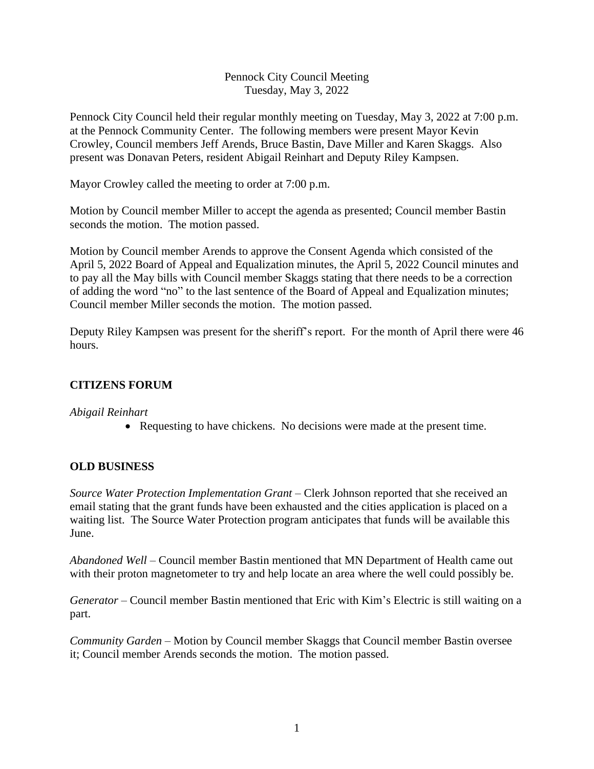Pennock City Council Meeting
Tuesday, May 3, 2022

Pennock City Council held their regular monthly meeting on Tuesday, May 3, 2022 at 7:00 p.m. at the Pennock Community Center. The following members were present Mayor Kevin Crowley, Council members Jeff Arends, Bruce Bastin, Dave Miller and Karen Skaggs. Also present was Donavan Peters, resident Abigail Reinhart and Deputy Riley Kampsen.

Mayor Crowley called the meeting to order at 7:00 p.m.

Motion by Council member Miller to accept the agenda as presented; Council member Bastin seconds the motion. The motion passed.

Motion by Council member Arends to approve the Consent Agenda which consisted of the April 5, 2022 Board of Appeal and Equalization minutes, the April 5, 2022 Council minutes and to pay all the May bills with Council member Skaggs stating that there needs to be a correction of adding the word "no" to the last sentence of the Board of Appeal and Equalization minutes; Council member Miller seconds the motion. The motion passed.

Deputy Riley Kampsen was present for the sheriff's report. For the month of April there were 46 hours.

## CITIZENS FORUM

*Abigail Reinhart*

- Requesting to have chickens. No decisions were made at the present time.

## OLD BUSINESS

*Source Water Protection Implementation Grant* – Clerk Johnson reported that she received an email stating that the grant funds have been exhausted and the cities application is placed on a waiting list. The Source Water Protection program anticipates that funds will be available this June.

*Abandoned Well* – Council member Bastin mentioned that MN Department of Health came out with their proton magnetometer to try and help locate an area where the well could possibly be.

*Generator* – Council member Bastin mentioned that Eric with Kim's Electric is still waiting on a part.

*Community Garden* – Motion by Council member Skaggs that Council member Bastin oversee it; Council member Arends seconds the motion. The motion passed.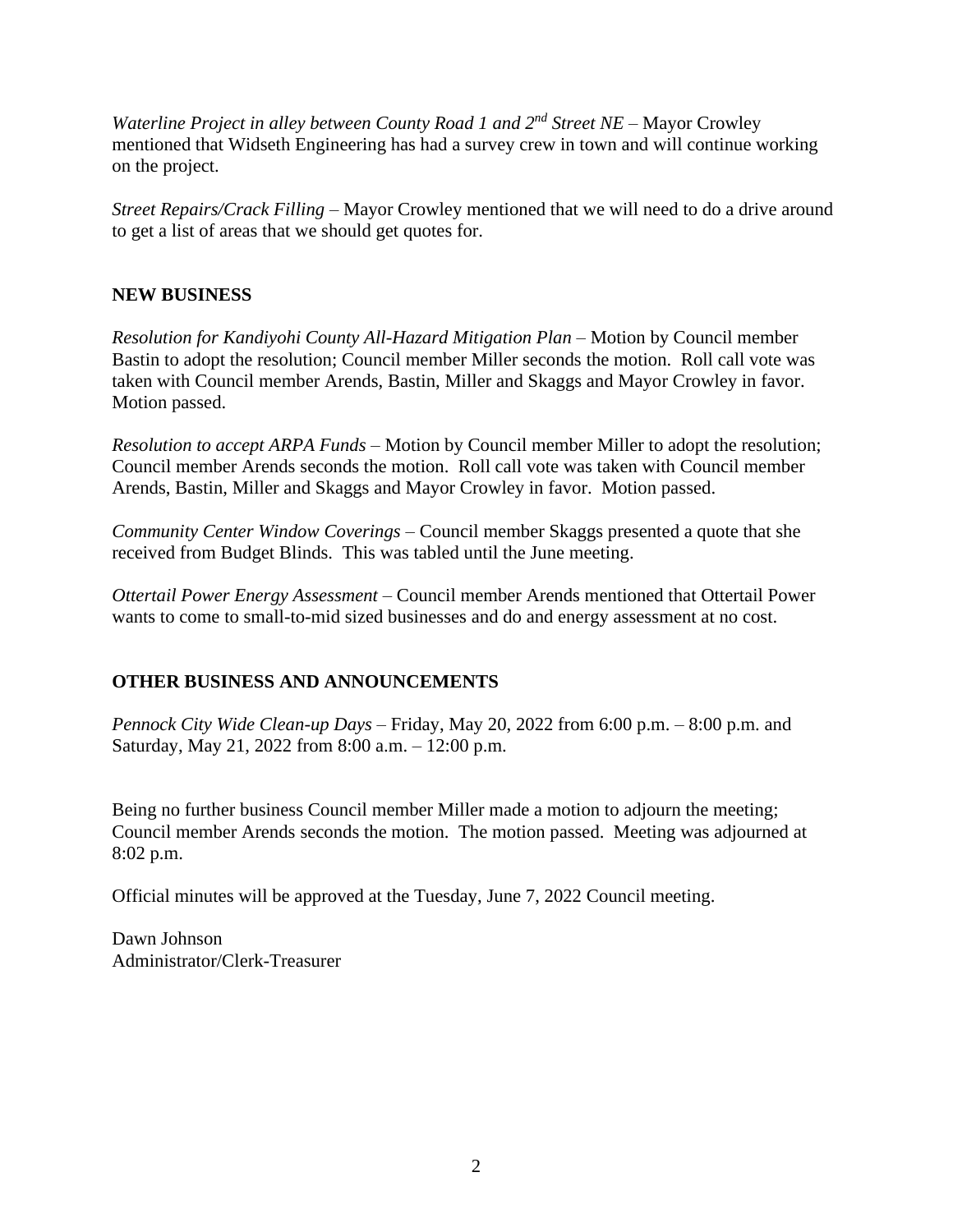*Waterline Project in alley between County Road 1 and 2nd Street NE* – Mayor Crowley mentioned that Widseth Engineering has had a survey crew in town and will continue working on the project.

*Street Repairs/Crack Filling* – Mayor Crowley mentioned that we will need to do a drive around to get a list of areas that we should get quotes for.

**NEW BUSINESS**

*Resolution for Kandiyohi County All-Hazard Mitigation Plan* – Motion by Council member Bastin to adopt the resolution; Council member Miller seconds the motion. Roll call vote was taken with Council member Arends, Bastin, Miller and Skaggs and Mayor Crowley in favor. Motion passed.

*Resolution to accept ARPA Funds* – Motion by Council member Miller to adopt the resolution; Council member Arends seconds the motion. Roll call vote was taken with Council member Arends, Bastin, Miller and Skaggs and Mayor Crowley in favor. Motion passed.

*Community Center Window Coverings* – Council member Skaggs presented a quote that she received from Budget Blinds. This was tabled until the June meeting.

*Ottertail Power Energy Assessment* – Council member Arends mentioned that Ottertail Power wants to come to small-to-mid sized businesses and do and energy assessment at no cost.

**OTHER BUSINESS AND ANNOUNCEMENTS**

*Pennock City Wide Clean-up Days* – Friday, May 20, 2022 from 6:00 p.m. – 8:00 p.m. and Saturday, May 21, 2022 from 8:00 a.m. – 12:00 p.m.

Being no further business Council member Miller made a motion to adjourn the meeting; Council member Arends seconds the motion. The motion passed. Meeting was adjourned at 8:02 p.m.

Official minutes will be approved at the Tuesday, June 7, 2022 Council meeting.

Dawn Johnson
Administrator/Clerk-Treasurer